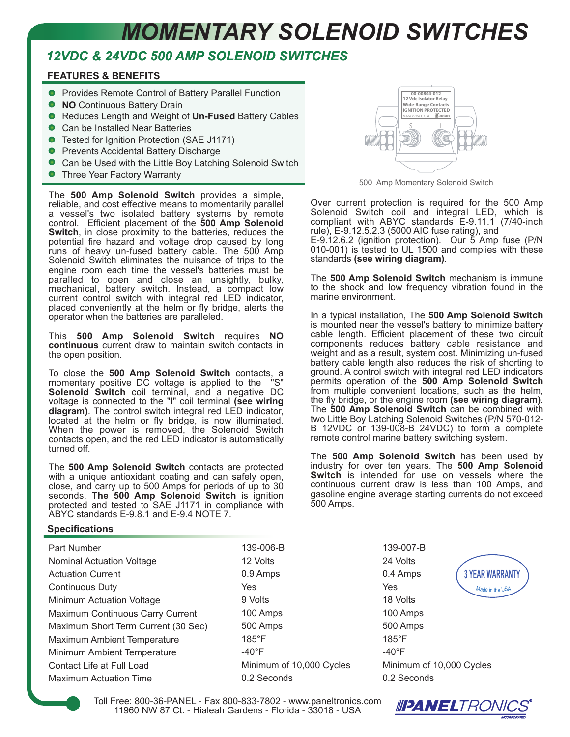# MOMENTARY SOLENOID SWITCHES

## 12VDC & 24VDC 500 AMP SOLENOID SWITCHES

### FEATURES & BENEFITS

- Provides Remote Control of Battery Parallel Function
- **NO** Continuous Battery Drain
- Reduces Length and Weight of **Un-Fused** Battery Cables
- Can be Installed Near Batteries
- Tested for Ignition Protection (SAE J1171)
- Prevents Accidental Battery Discharge
- Can be Used with the Little Boy Latching Solenoid Switch
- Three Year Factory Warranty

500 Amp Momentary Solenoid Switch

The **500 Amp Solenoid Switch** provides a simple, reliable, and cost effective means to momentarily parallel a vessel's two isolated battery systems by remote control. Efficient placement of the **500 Amp Solenoid Switch**, in close proximity to the batteries, reduces the potential fire hazard and voltage drop caused by long runs of heavy un-fused battery cable. The 500 Amp Solenoid Switch eliminates the nuisance of trips to the engine room each time the vessel's batteries must be paralled to open and close an unsightly, bulky, mechanical, battery switch. Instead, a compact low current control switch with integral red LED indicator, placed conveniently at the helm or fly bridge, alerts the operator when the batteries are paralleled.

This **500 Amp Solenoid Switch** requires **NO continuous** current draw to maintain switch contacts in the open position.

To close the **500 Amp Solenoid Switch** contacts, a momentary positive DC voltage is applied to the "S" **Solenoid Switch** coil terminal, and a negative DC voltage is connected to the "I" coil terminal **(see wiring diagram)**. The control switch integral red LED indicator, located at the helm or fly bridge, is now illuminated. When the power is removed, the Solenoid Switch contacts open, and the red LED indicator is automatically turned off.

The **500 Amp Solenoid Switch** contacts are protected with a unique antioxidant coating and can safely open, close, and carry up to 500 Amps for periods of up to 30 seconds. **The 500 Amp Solenoid Switch** is ignition protected and tested to SAE J1171 in compliance with ABYC standards E-9.8.1 and E-9.4 NOTE 7.

Over current protection is required for the 500 Amp Solenoid Switch coil and integral LED, which is compliant with ABYC standards E-9.11.1 (7/40-inch rule), E-9.12.5.2.3 (5000 AIC fuse rating), and E-9.12.6.2 (ignition protection). Our 5 Amp fuse (P/N 010-001) is tested to UL 1500 and complies with these standards **(see wiring diagram)**.

The **500 Amp Solenoid Switch** mechanism is immune to the shock and low frequency vibration found in the marine environment.

In a typical installation, The **500 Amp Solenoid Switch** is mounted near the vessel's battery to minimize battery cable length. Efficient placement of these two circuit components reduces battery cable resistance and weight and as a result, system cost. Minimizing un-fused battery cable length also reduces the risk of shorting to ground. A control switch with integral red LED indicators permits operation of the **500 Amp Solenoid Switch** from multiple convenient locations, such as the helm, the fly bridge, or the engine room **(see wiring diagram)**. The **500 Amp Solenoid Switch** can be combined with two Little Boy Latching Solenoid Switches (P/N 570-012-B 12VDC or 139-008-B 24VDC) to form a complete remote control marine battery switching system.

The **500 Amp Solenoid Switch** has been used by industry for over ten years. The **500 Amp Solenoid Switch** is intended for use on vessels where the continuous current draw is less than 100 Amps, and gasoline engine average starting currents do not exceed 500 Amps.

### Specifications

| Part Number | 139-006-B | 139-007-B |
|---|---|---|
| Nominal Actuation Voltage | 12 Volts | 24 Volts |
| Actuation Current | 0.9 Amps | 0.4 Amps |
| Continuous Duty | Yes | Yes |
| Minimum Actuation Voltage | 9 Volts | 18 Volts |
| Maximum Continuous Carry Current | 100 Amps | 100 Amps |
| Maximum Short Term Current (30 Sec) | 500 Amps | 500 Amps |
| Maximum Ambient Temperature | 185°F | 185°F |
| Minimum Ambient Temperature | -40°F | -40°F |
| Contact Life at Full Load | Minimum of 10,000 Cycles | Minimum of 10,000 Cycles |
| Maximum Actuation Time | 0.2 Seconds | 0.2 Seconds |

3 YEAR WARRANTY
Made in the USA

Toll Free: 800-36-PANEL - Fax 800-833-7802 - www.paneltronics.com
11960 NW 87 Ct. - Hialeah Gardens - Florida - 33018 - USA

PANELTRONICS INCORPORATED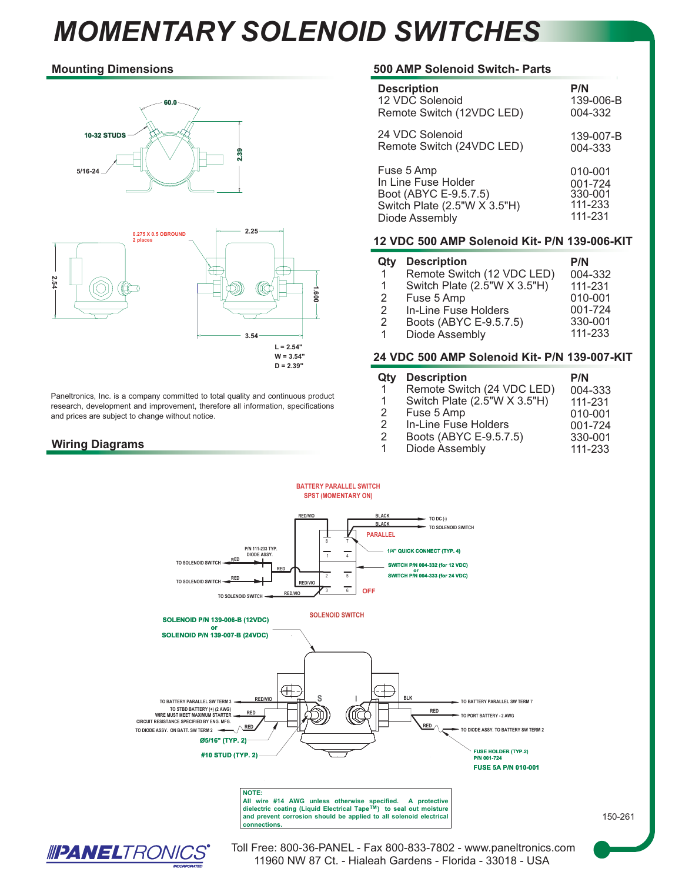# MOMENTARY SOLENOID SWITCHES

## Mounting Dimensions

60.0

10-32 STUDS

5/16-24

2.39

0.275 X 0.5 OBROUND
2 places

2.25

2.54

1.600

3.54

L = 2.54"
W = 3.54"
D = 2.39"

Paneltronics, Inc. is a company committed to total quality and continuous product research, development and improvement, therefore all information, specifications and prices are subject to change without notice.

## 500 AMP Solenoid Switch- Parts

| Description | P/N |
|---|---|
| 12 VDC Solenoid | 139-006-B |
| Remote Switch (12VDC LED) | 004-332 |
| 24 VDC Solenoid | 139-007-B |
| Remote Switch (24VDC LED) | 004-333 |
| Fuse 5 Amp | 010-001 |
| In Line Fuse Holder | 001-724 |
| Boot (ABYC E-9.5.7.5) | 330-001 |
| Switch Plate (2.5"W X 3.5"H) | 111-233 |
| Diode Assembly | 111-231 |

## 12 VDC 500 AMP Solenoid Kit- P/N 139-006-KIT

| Qty | Description | P/N |
|---|---|---|
| 1 | Remote Switch (12 VDC LED) | 004-332 |
| 1 | Switch Plate (2.5"W X 3.5"H) | 111-231 |
| 2 | Fuse 5 Amp | 010-001 |
| 2 | In-Line Fuse Holders | 001-724 |
| 2 | Boots (ABYC E-9.5.7.5) | 330-001 |
| 1 | Diode Assembly | 111-233 |

## 24 VDC 500 AMP Solenoid Kit- P/N 139-007-KIT

| Qty | Description | P/N |
|---|---|---|
| 1 | Remote Switch (24 VDC LED) | 004-333 |
| 1 | Switch Plate (2.5"W X 3.5"H) | 111-231 |
| 2 | Fuse 5 Amp | 010-001 |
| 2 | In-Line Fuse Holders | 001-724 |
| 2 | Boots (ABYC E-9.5.7.5) | 330-001 |
| 1 | Diode Assembly | 111-233 |

## Wiring Diagrams

BATTERY PARALLEL SWITCH
SPST (MOMENTARY ON)

RED/VIO
BLACK
BLACK
TO DC (-)
TO SOLENOID SWITCH
PARALLEL
1/4" QUICK CONNECT (TYP. 4)
P/N 111-233 TYP.
DIODE ASSY.
TO SOLENOID SWITCH
RED
RED
SWITCH P/N 004-332 (for 12 VDC)
or
SWITCH P/N 004-333 (for 24 VDC)
TO SOLENOID SWITCH
RED
RED/VIO
TO SOLENOID SWITCH
RED/VIO
OFF
8 7 1 4 2 5 3 6

SOLENOID SWITCH

SOLENOID P/N 139-006-B (12VDC)
or
SOLENOID P/N 139-007-B (24VDC)

S
I

TO BATTERY PARALLEL SW TERM 3
RED/VIO
TO STBD BATTERY (+) (2 AWG)
WIRE MUST MEET MAXIMUM STARTER
CIRCUIT RESISTANCE SPECIFIED BY ENG. MFG.
RED
TO DIODE ASSY. ON BATT. SW TERM 2
RED
Ø5/16" (TYP. 2)
#10 STUD (TYP. 2)

BLK
TO BATTERY PARALLEL SW TERM 7
RED
TO PORT BATTERY - 2 AWG
RED
TO DIODE ASSY. TO BATTERY SW TERM 2
FUSE HOLDER (TYP.2)
P/N 001-724
FUSE 5A P/N 010-001

**NOTE:**
**All wire #14 AWG unless otherwise specified. A protective dielectric coating (Liquid Electrical Tape™) to seal out moisture and prevent corrosion should be applied to all solenoid electrical connections.**

150-261

PANELTRONICS INCORPORATED

Toll Free: 800-36-PANEL - Fax 800-833-7802 - www.paneltronics.com
11960 NW 87 Ct. - Hialeah Gardens - Florida - 33018 - USA